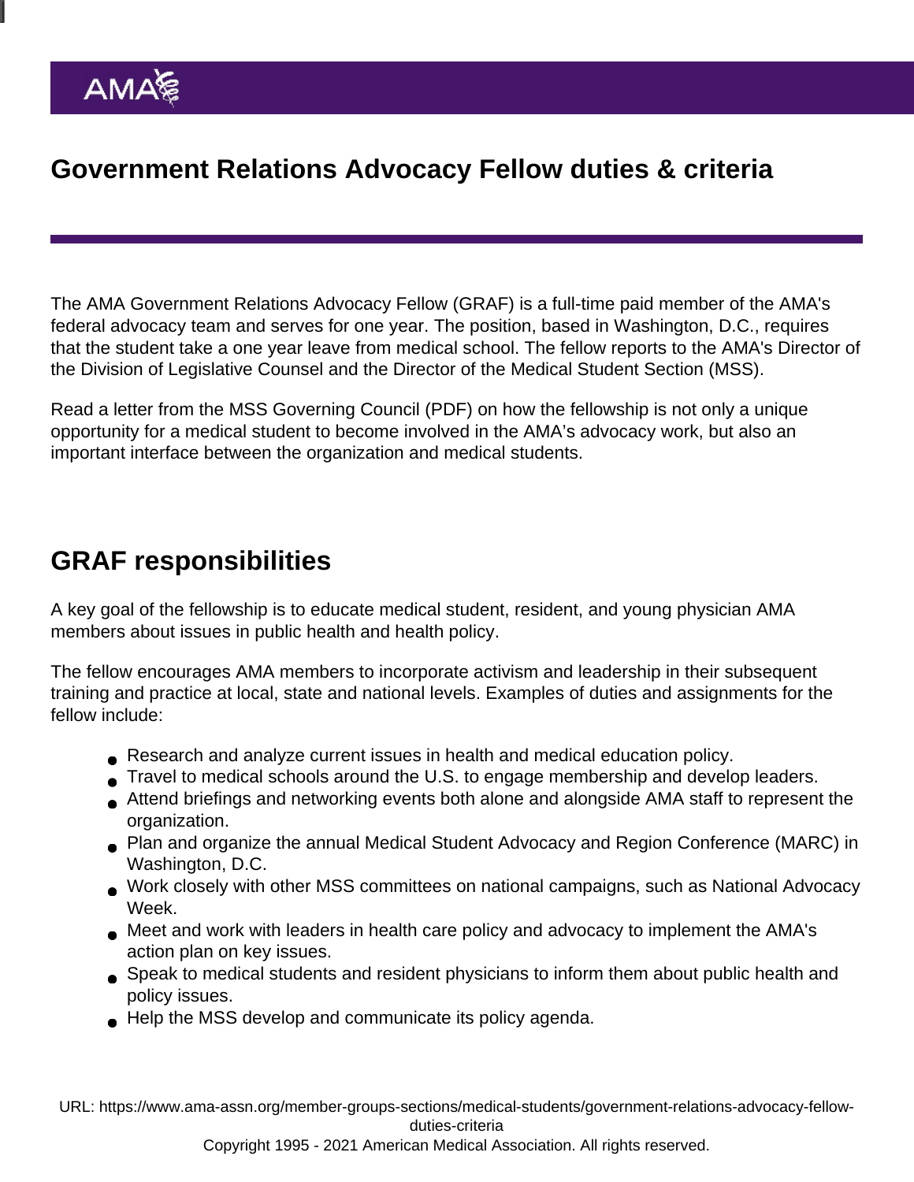# Government Relations Advocacy Fellow duties & criteria

The AMA Government Relations Advocacy Fellow (GRAF) is a full-time paid member of the AMA's federal advocacy team and serves for one year. The position, based in Washington, D.C., requires that the student take a one year leave from medical school. The fellow reports to the AMA's Director of the Division of Legislative Counsel and the Director of the Medical Student Section (MSS).

Read a letter from the MSS Governing Council (PDF) on how the fellowship is not only a unique opportunity for a medical student to become involved in the AMA's advocacy work, but also an important interface between the organization and medical students.

## GRAF responsibilities

A key goal of the fellowship is to educate medical student, resident, and young physician AMA members about issues in public health and health policy.

The fellow encourages AMA members to incorporate activism and leadership in their subsequent training and practice at local, state and national levels. Examples of duties and assignments for the fellow include:

- Research and analyze current issues in health and medical education policy.
- Travel to medical schools around the U.S. to engage membership and develop leaders.
- Attend briefings and networking events both alone and alongside AMA staff to represent the organization.
- Plan and organize the annual Medical Student Advocacy and Region Conference (MARC) in Washington, D.C.
- Work closely with other MSS committees on national campaigns, such as National Advocacy Week.
- Meet and work with leaders in health care policy and advocacy to implement the AMA's action plan on key issues.
- Speak to medical students and resident physicians to inform them about public health and policy issues.
- Help the MSS develop and communicate its policy agenda.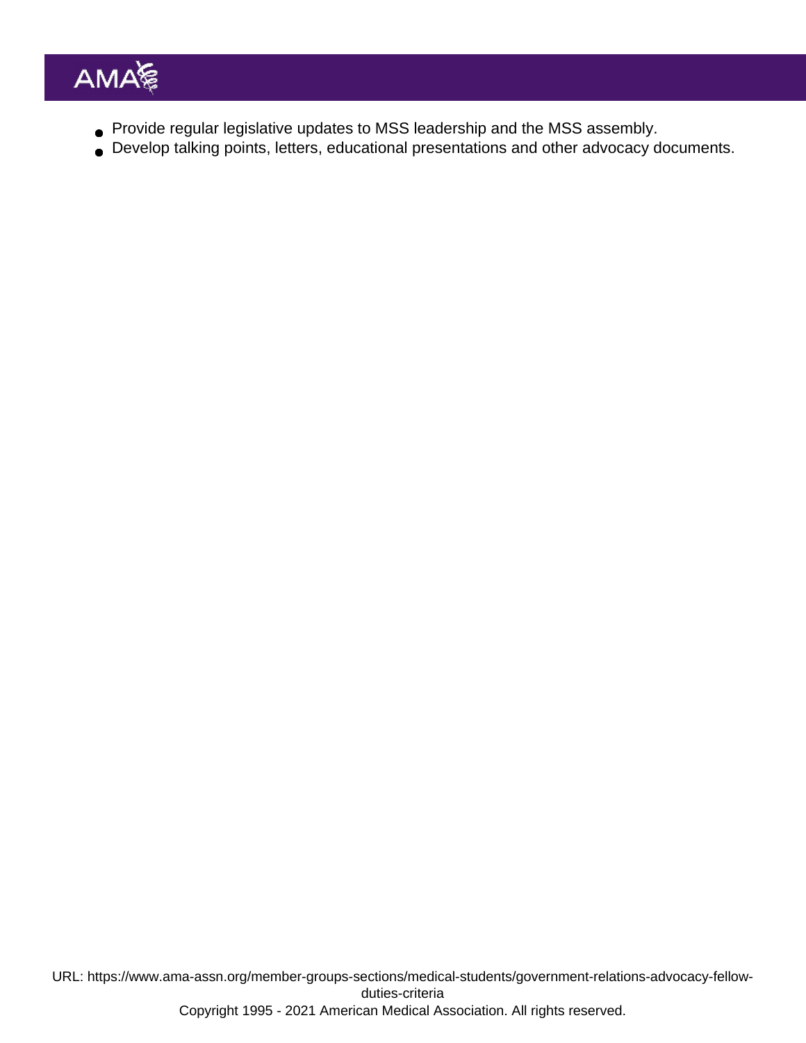- Provide regular legislative updates to MSS leadership and the MSS assembly.
- Develop talking points, letters, educational presentations and other advocacy documents.